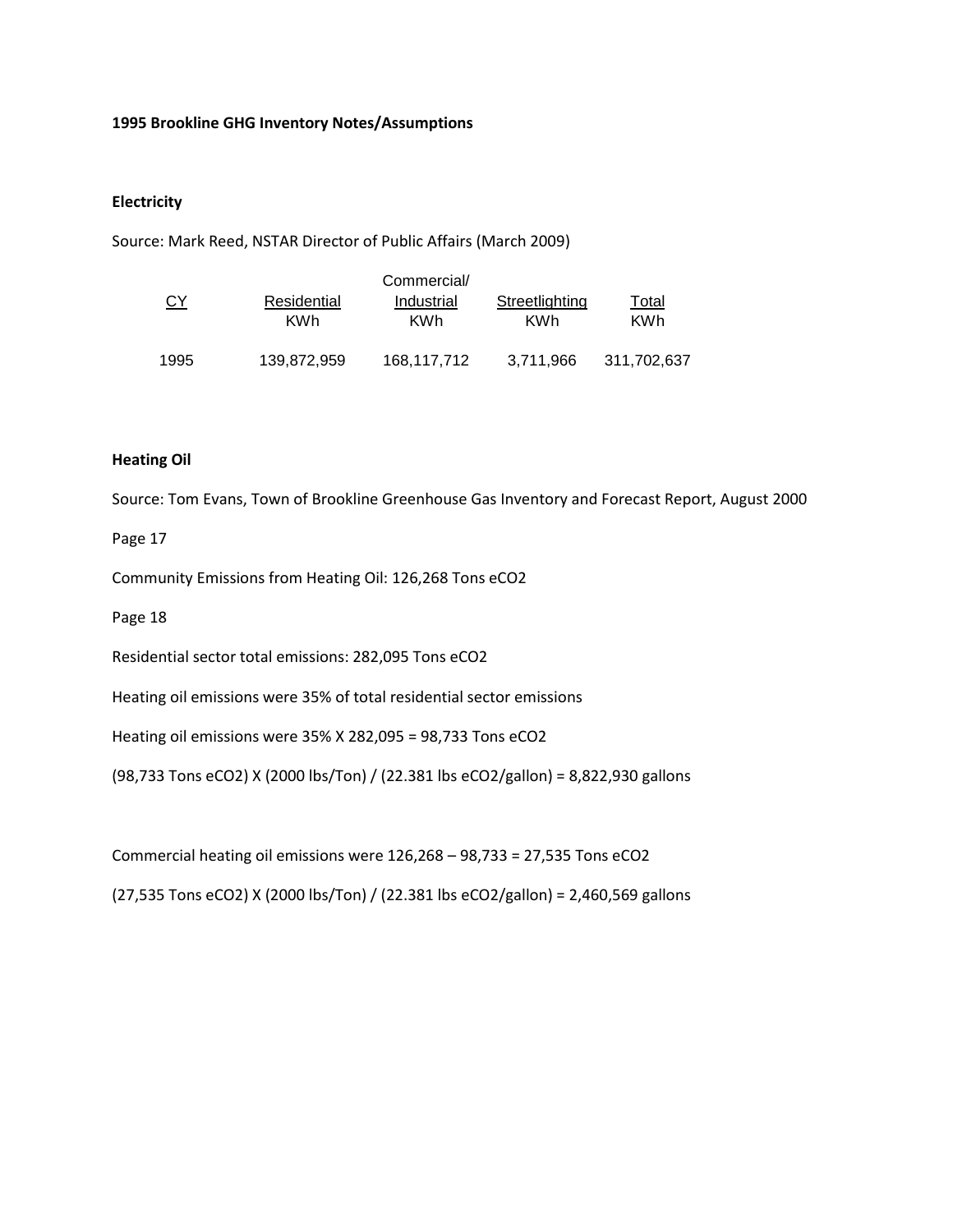**1995 Brookline GHG Inventory Notes/Assumptions**

**Electricity**

Source: Mark Reed, NSTAR Director of Public Affairs (March 2009)

| CY | Residential KWh | Commercial/ Industrial KWh | Streetlighting KWh | Total KWh |
|---|---|---|---|---|
| 1995 | 139,872,959 | 168,117,712 | 3,711,966 | 311,702,637 |

**Heating Oil**

Source: Tom Evans, Town of Brookline Greenhouse Gas Inventory and Forecast Report, August 2000

Page 17

Community Emissions from Heating Oil: 126,268 Tons eCO2

Page 18

Residential sector total emissions: 282,095 Tons eCO2

Heating oil emissions were 35% of total residential sector emissions

Heating oil emissions were 35% X 282,095 = 98,733 Tons eCO2

(98,733 Tons eCO2) X (2000 lbs/Ton) / (22.381 lbs eCO2/gallon) = 8,822,930 gallons

Commercial heating oil emissions were 126,268 – 98,733 = 27,535 Tons eCO2

(27,535 Tons eCO2) X (2000 lbs/Ton) / (22.381 lbs eCO2/gallon) = 2,460,569 gallons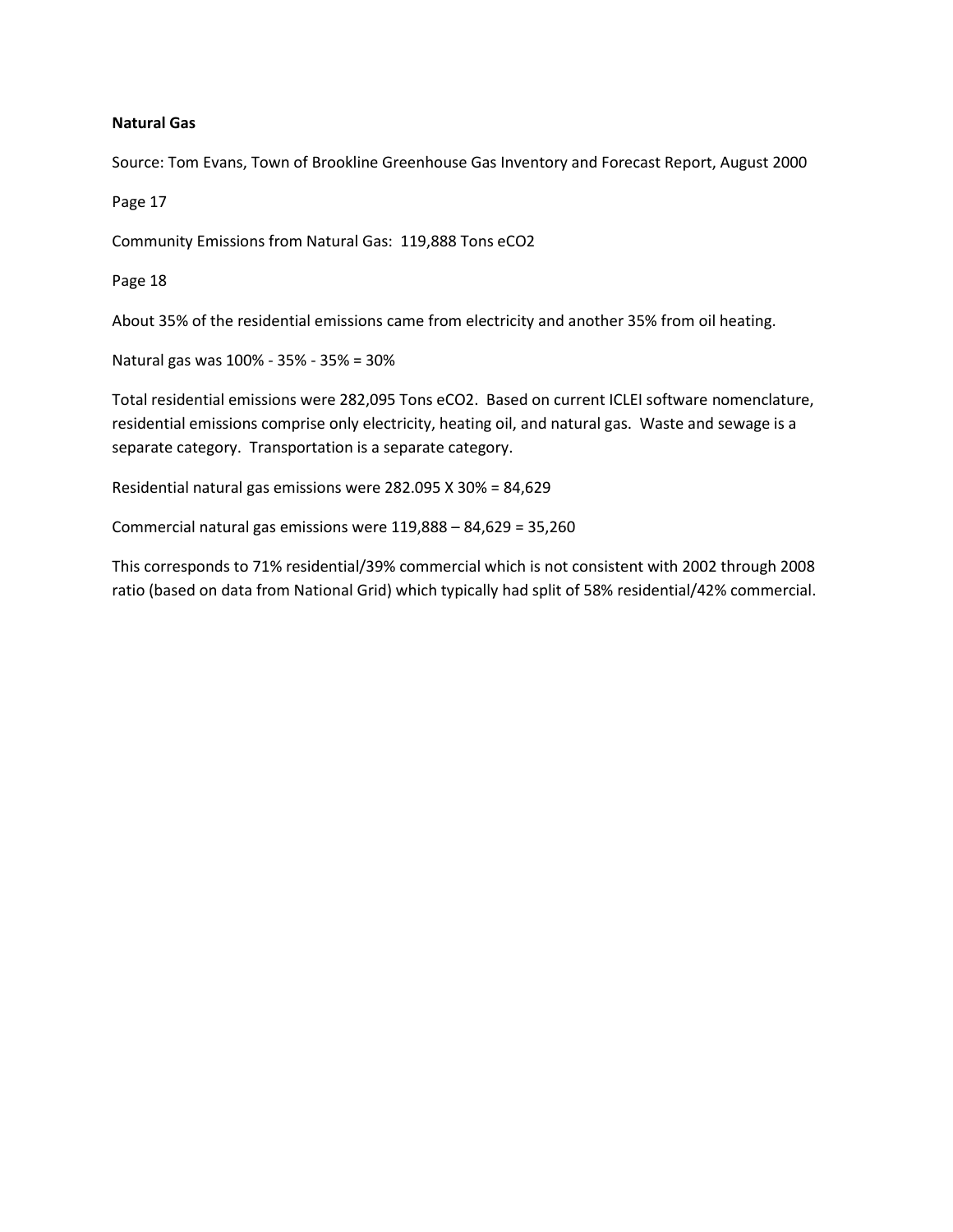**Natural Gas**

Source: Tom Evans, Town of Brookline Greenhouse Gas Inventory and Forecast Report, August 2000

Page 17

Community Emissions from Natural Gas: 119,888 Tons eCO2

Page 18

About 35% of the residential emissions came from electricity and another 35% from oil heating.

Natural gas was 100% - 35% - 35% = 30%

Total residential emissions were 282,095 Tons eCO2. Based on current ICLEI software nomenclature, residential emissions comprise only electricity, heating oil, and natural gas. Waste and sewage is a separate category. Transportation is a separate category.

Residential natural gas emissions were 282.095 X 30% = 84,629

Commercial natural gas emissions were 119,888 – 84,629 = 35,260

This corresponds to 71% residential/39% commercial which is not consistent with 2002 through 2008 ratio (based on data from National Grid) which typically had split of 58% residential/42% commercial.